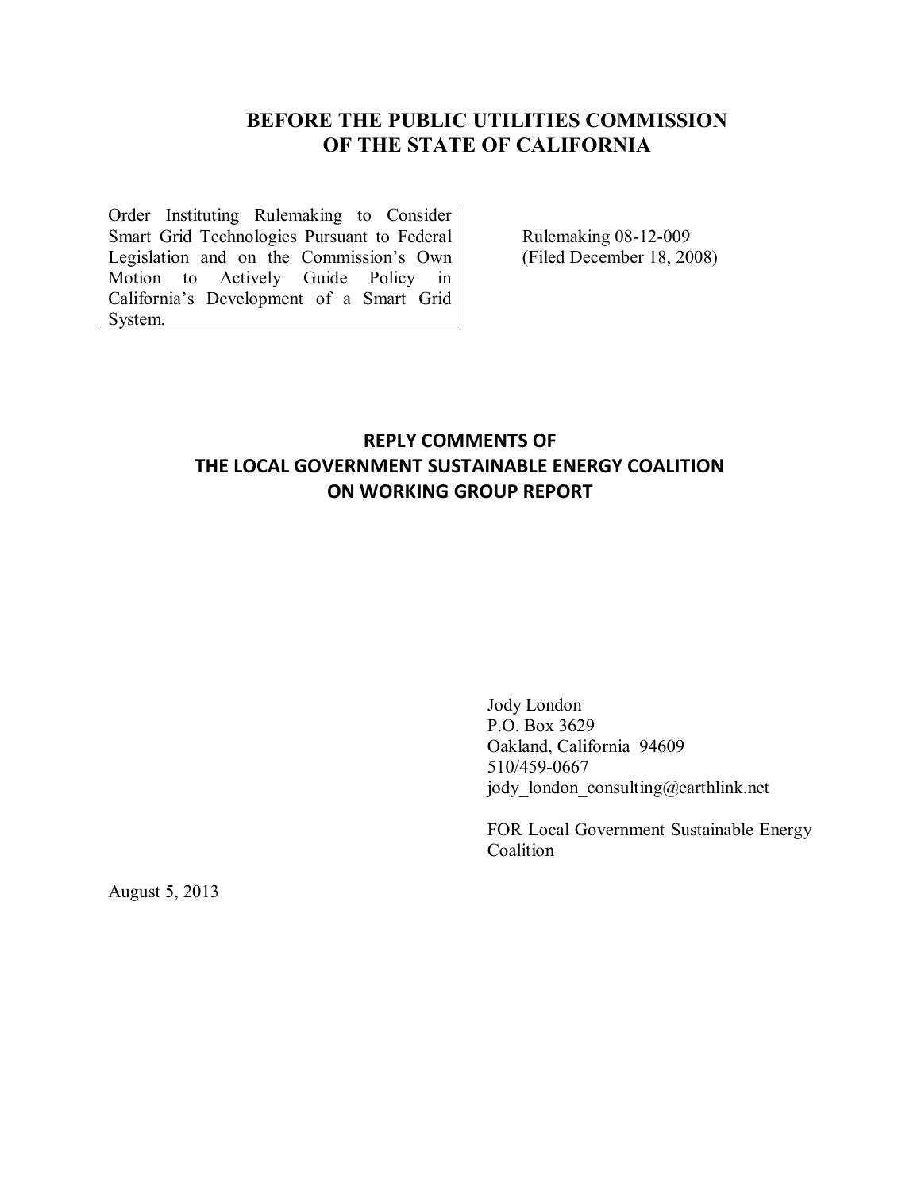# BEFORE THE PUBLIC UTILITIES COMMISSION OF THE STATE OF CALIFORNIA

| | |
|---|---|
| Order Instituting Rulemaking to Consider Smart Grid Technologies Pursuant to Federal Legislation and on the Commission's Own Motion to Actively Guide Policy in California's Development of a Smart Grid System. | Rulemaking 08-12-009 (Filed December 18, 2008) |

## REPLY COMMENTS OF THE LOCAL GOVERNMENT SUSTAINABLE ENERGY COALITION ON WORKING GROUP REPORT

Jody London
P.O. Box 3629
Oakland, California 94609
510/459-0667
jody_london_consulting@earthlink.net

FOR Local Government Sustainable Energy Coalition

August 5, 2013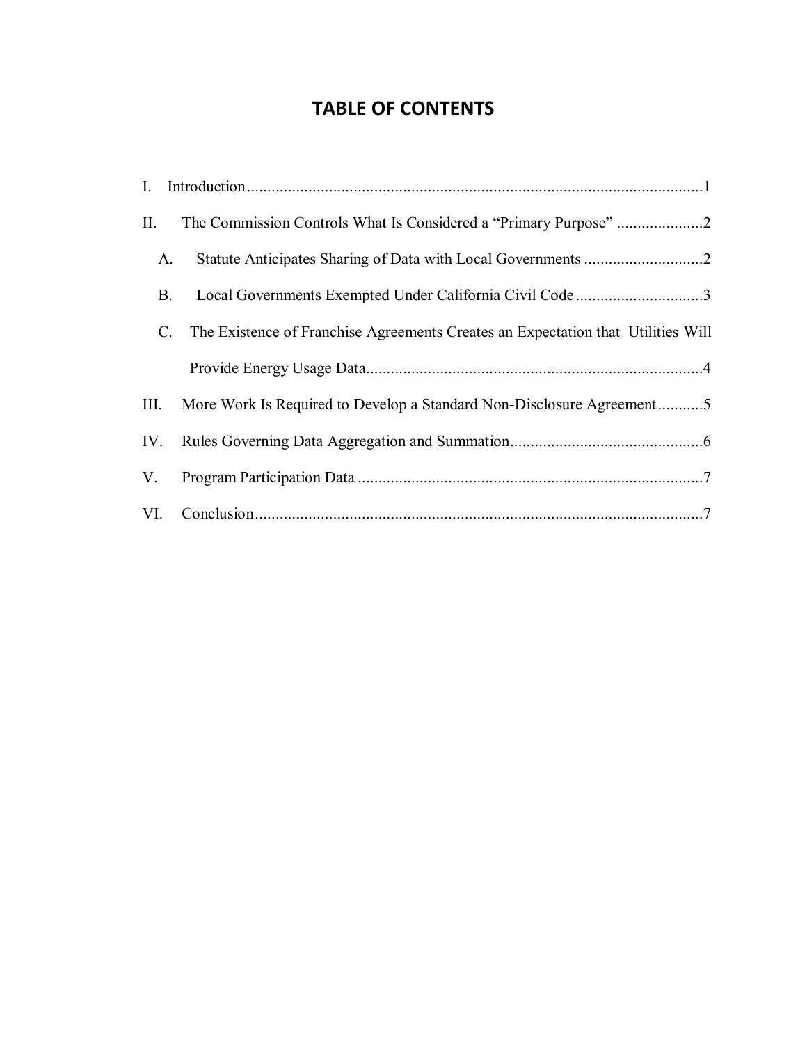# TABLE OF CONTENTS

I. Introduction ........................................................................................................ 1

II. The Commission Controls What Is Considered a "Primary Purpose" ..................... 2

A. Statute Anticipates Sharing of Data with Local Governments ............................. 2

B. Local Governments Exempted Under California Civil Code ............................... 3

C. The Existence of Franchise Agreements Creates an Expectation that Utilities Will Provide Energy Usage Data .................................................................................. 4

III. More Work Is Required to Develop a Standard Non-Disclosure Agreement ........... 5

IV. Rules Governing Data Aggregation and Summation ............................................... 6

V. Program Participation Data .................................................................................... 7

VI. Conclusion ............................................................................................................ 7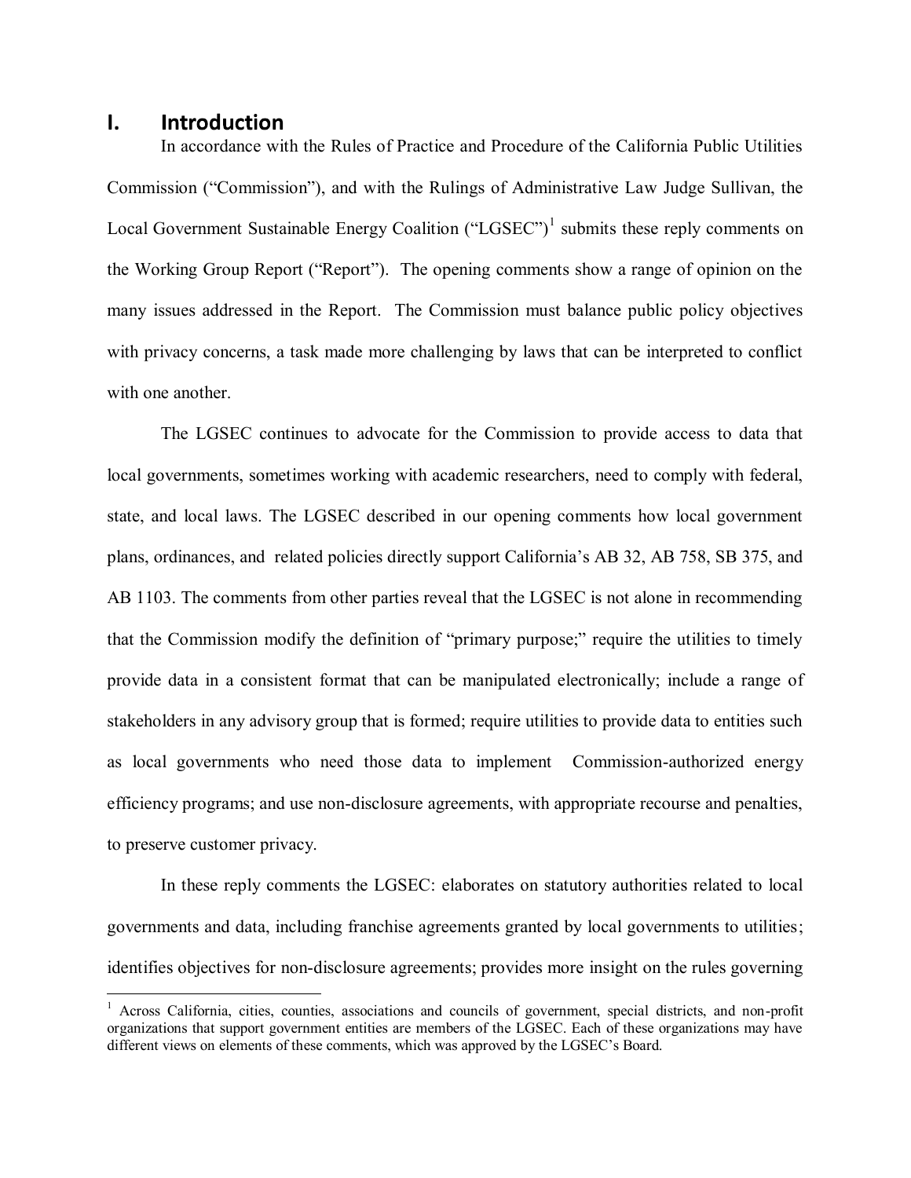# I. Introduction

In accordance with the Rules of Practice and Procedure of the California Public Utilities Commission ("Commission"), and with the Rulings of Administrative Law Judge Sullivan, the Local Government Sustainable Energy Coalition ("LGSEC")[1] submits these reply comments on the Working Group Report ("Report"). The opening comments show a range of opinion on the many issues addressed in the Report. The Commission must balance public policy objectives with privacy concerns, a task made more challenging by laws that can be interpreted to conflict with one another.

The LGSEC continues to advocate for the Commission to provide access to data that local governments, sometimes working with academic researchers, need to comply with federal, state, and local laws. The LGSEC described in our opening comments how local government plans, ordinances, and related policies directly support California's AB 32, AB 758, SB 375, and AB 1103. The comments from other parties reveal that the LGSEC is not alone in recommending that the Commission modify the definition of "primary purpose;" require the utilities to timely provide data in a consistent format that can be manipulated electronically; include a range of stakeholders in any advisory group that is formed; require utilities to provide data to entities such as local governments who need those data to implement Commission-authorized energy efficiency programs; and use non-disclosure agreements, with appropriate recourse and penalties, to preserve customer privacy.

In these reply comments the LGSEC: elaborates on statutory authorities related to local governments and data, including franchise agreements granted by local governments to utilities; identifies objectives for non-disclosure agreements; provides more insight on the rules governing

[1] Across California, cities, counties, associations and councils of government, special districts, and non-profit organizations that support government entities are members of the LGSEC. Each of these organizations may have different views on elements of these comments, which was approved by the LGSEC's Board.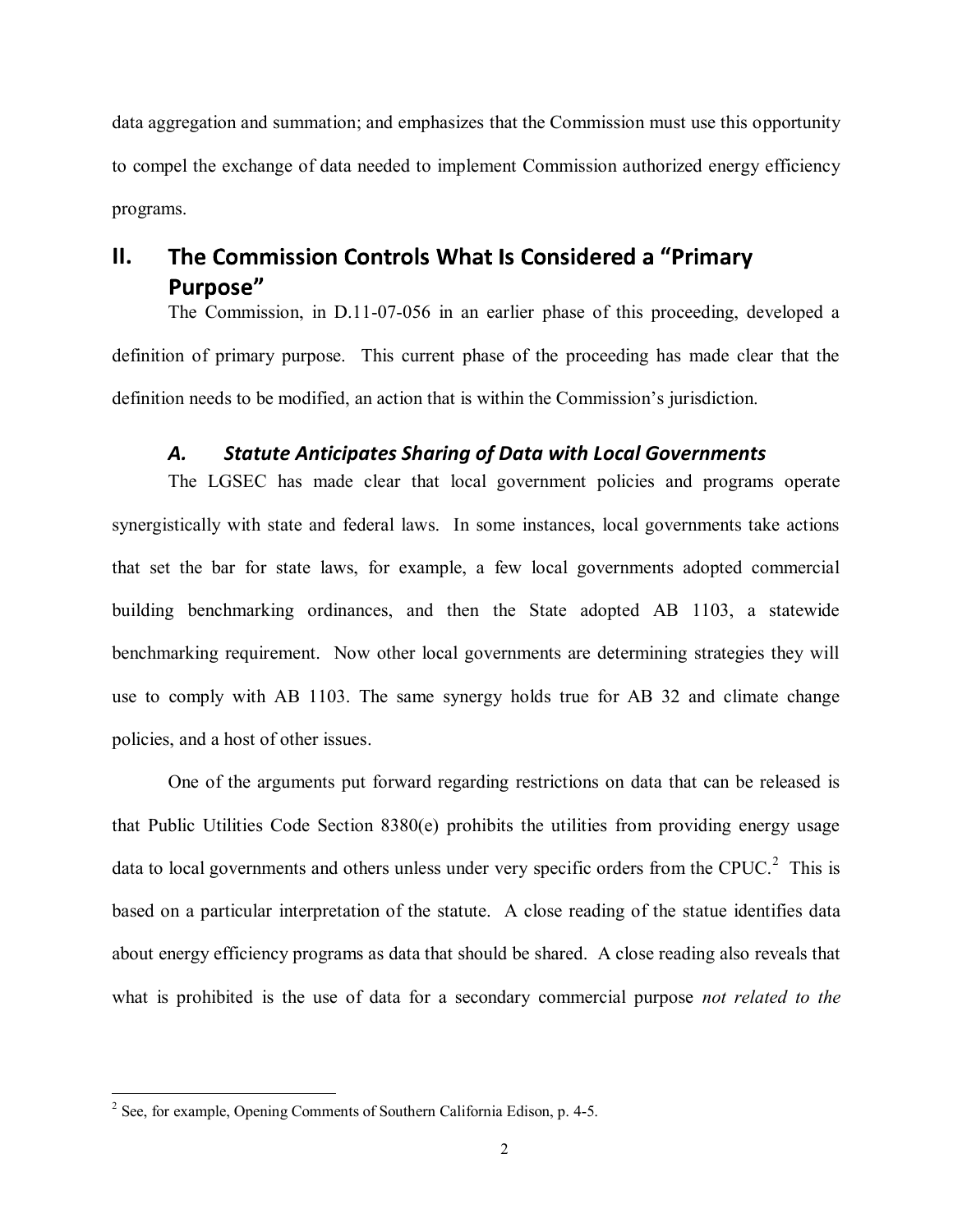data aggregation and summation; and emphasizes that the Commission must use this opportunity to compel the exchange of data needed to implement Commission authorized energy efficiency programs.

## II. The Commission Controls What Is Considered a "Primary Purpose"

The Commission, in D.11-07-056 in an earlier phase of this proceeding, developed a definition of primary purpose. This current phase of the proceeding has made clear that the definition needs to be modified, an action that is within the Commission's jurisdiction.

### *A. Statute Anticipates Sharing of Data with Local Governments*

The LGSEC has made clear that local government policies and programs operate synergistically with state and federal laws. In some instances, local governments take actions that set the bar for state laws, for example, a few local governments adopted commercial building benchmarking ordinances, and then the State adopted AB 1103, a statewide benchmarking requirement. Now other local governments are determining strategies they will use to comply with AB 1103. The same synergy holds true for AB 32 and climate change policies, and a host of other issues.

One of the arguments put forward regarding restrictions on data that can be released is that Public Utilities Code Section 8380(e) prohibits the utilities from providing energy usage data to local governments and others unless under very specific orders from the CPUC.[2] This is based on a particular interpretation of the statute. A close reading of the statue identifies data about energy efficiency programs as data that should be shared. A close reading also reveals that what is prohibited is the use of data for a secondary commercial purpose *not related to the*

[2] See, for example, Opening Comments of Southern California Edison, p. 4-5.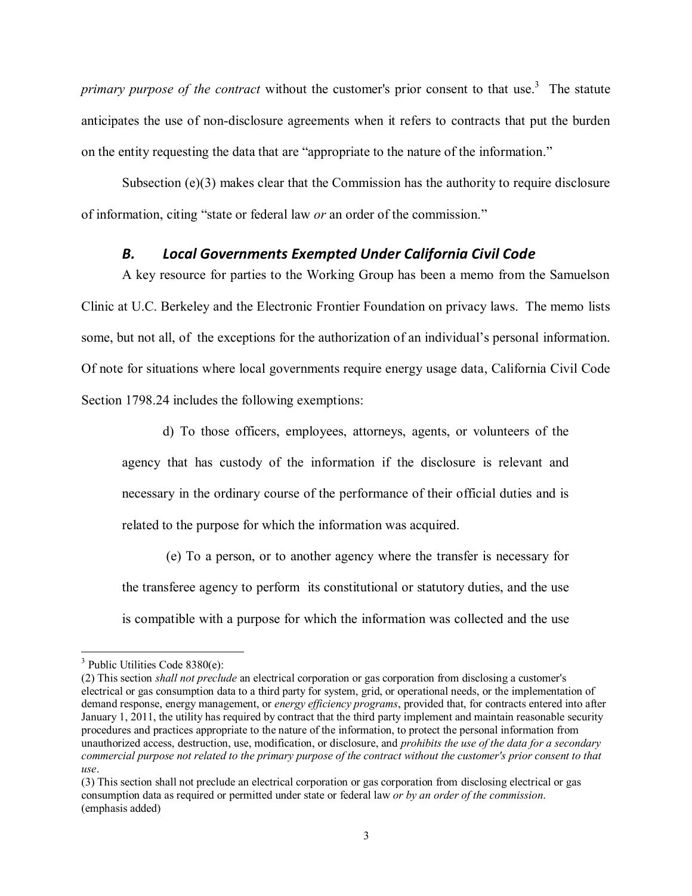*primary purpose of the contract* without the customer's prior consent to that use.[3] The statute anticipates the use of non-disclosure agreements when it refers to contracts that put the burden on the entity requesting the data that are "appropriate to the nature of the information."

Subsection (e)(3) makes clear that the Commission has the authority to require disclosure of information, citing "state or federal law *or* an order of the commission."

### *B. Local Governments Exempted Under California Civil Code*

A key resource for parties to the Working Group has been a memo from the Samuelson Clinic at U.C. Berkeley and the Electronic Frontier Foundation on privacy laws. The memo lists some, but not all, of the exceptions for the authorization of an individual's personal information. Of note for situations where local governments require energy usage data, California Civil Code Section 1798.24 includes the following exemptions:

> d) To those officers, employees, attorneys, agents, or volunteers of the agency that has custody of the information if the disclosure is relevant and necessary in the ordinary course of the performance of their official duties and is related to the purpose for which the information was acquired.
>
> (e) To a person, or to another agency where the transfer is necessary for the transferee agency to perform its constitutional or statutory duties, and the use is compatible with a purpose for which the information was collected and the use

---

[3] Public Utilities Code 8380(e):
(2) This section *shall not preclude* an electrical corporation or gas corporation from disclosing a customer's electrical or gas consumption data to a third party for system, grid, or operational needs, or the implementation of demand response, energy management, or *energy efficiency programs*, provided that, for contracts entered into after January 1, 2011, the utility has required by contract that the third party implement and maintain reasonable security procedures and practices appropriate to the nature of the information, to protect the personal information from unauthorized access, destruction, use, modification, or disclosure, and *prohibits the use of the data for a secondary commercial purpose not related to the primary purpose of the contract without the customer's prior consent to that use*.
(3) This section shall not preclude an electrical corporation or gas corporation from disclosing electrical or gas consumption data as required or permitted under state or federal law *or by an order of the commission*.
(emphasis added)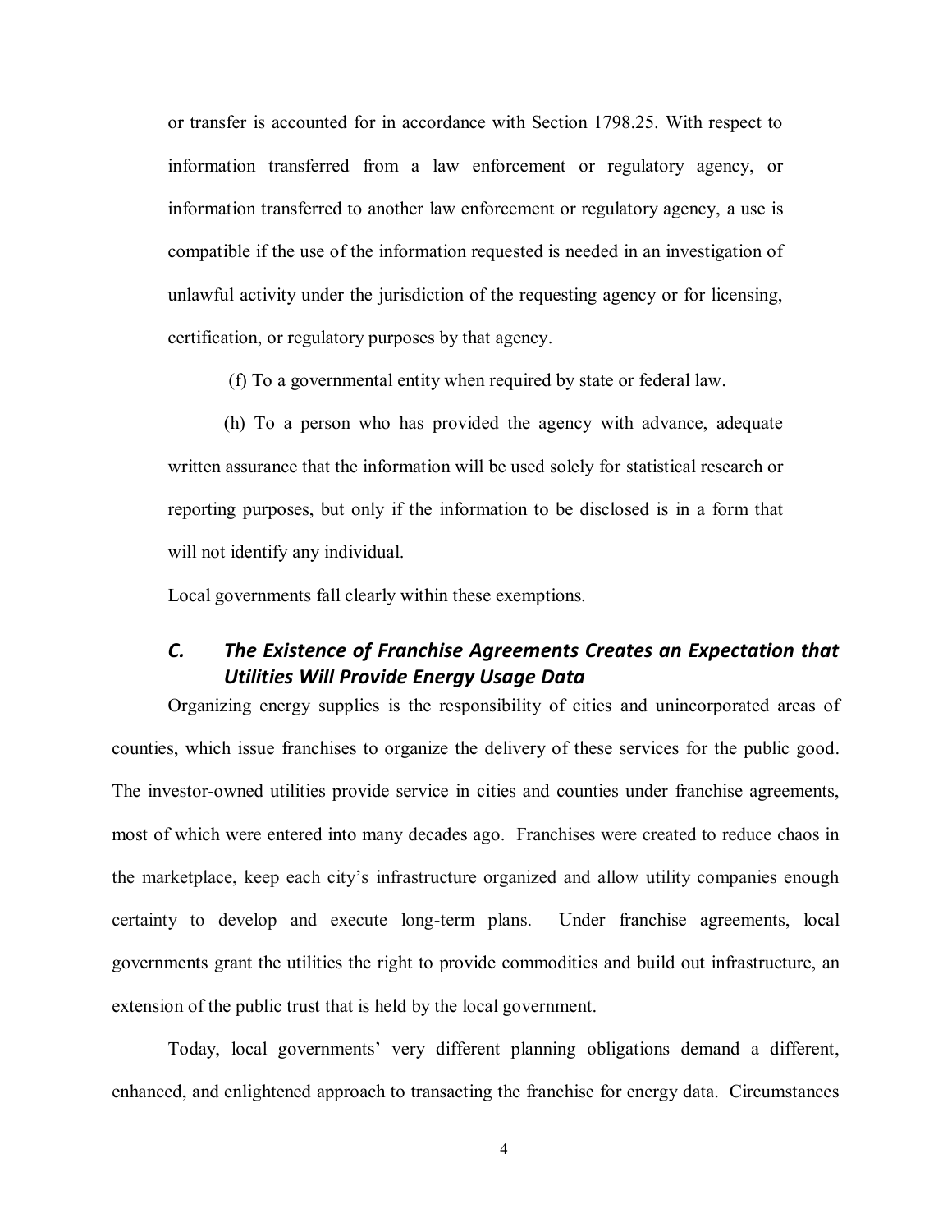or transfer is accounted for in accordance with Section 1798.25. With respect to information transferred from a law enforcement or regulatory agency, or information transferred to another law enforcement or regulatory agency, a use is compatible if the use of the information requested is needed in an investigation of unlawful activity under the jurisdiction of the requesting agency or for licensing, certification, or regulatory purposes by that agency.

(f) To a governmental entity when required by state or federal law.

(h) To a person who has provided the agency with advance, adequate written assurance that the information will be used solely for statistical research or reporting purposes, but only if the information to be disclosed is in a form that will not identify any individual.

Local governments fall clearly within these exemptions.

### *C. The Existence of Franchise Agreements Creates an Expectation that Utilities Will Provide Energy Usage Data*

Organizing energy supplies is the responsibility of cities and unincorporated areas of counties, which issue franchises to organize the delivery of these services for the public good. The investor-owned utilities provide service in cities and counties under franchise agreements, most of which were entered into many decades ago. Franchises were created to reduce chaos in the marketplace, keep each city's infrastructure organized and allow utility companies enough certainty to develop and execute long-term plans. Under franchise agreements, local governments grant the utilities the right to provide commodities and build out infrastructure, an extension of the public trust that is held by the local government.

Today, local governments' very different planning obligations demand a different, enhanced, and enlightened approach to transacting the franchise for energy data. Circumstances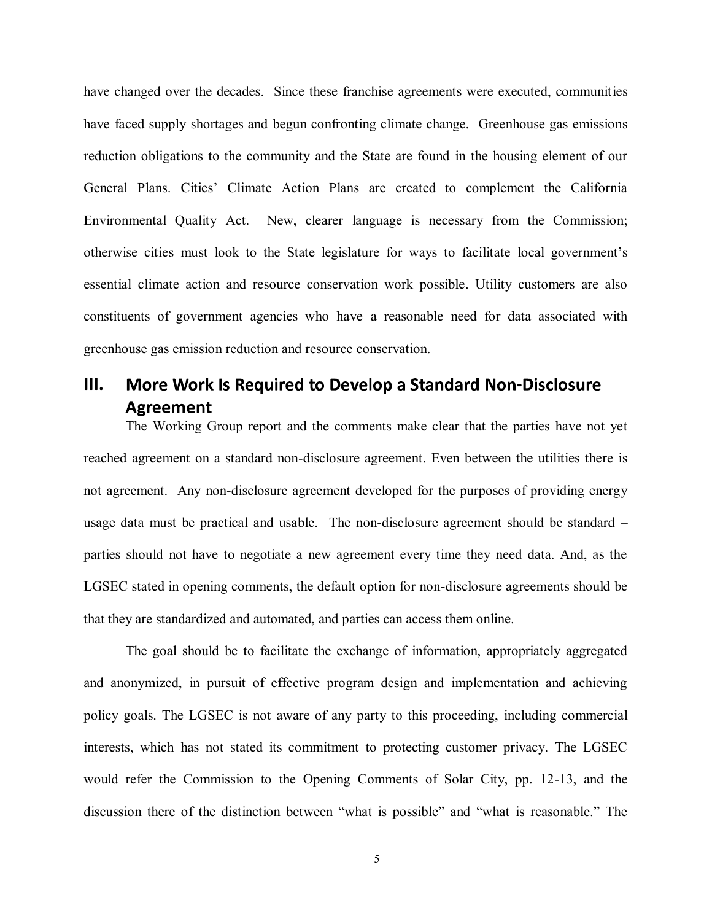have changed over the decades. Since these franchise agreements were executed, communities have faced supply shortages and begun confronting climate change. Greenhouse gas emissions reduction obligations to the community and the State are found in the housing element of our General Plans. Cities' Climate Action Plans are created to complement the California Environmental Quality Act. New, clearer language is necessary from the Commission; otherwise cities must look to the State legislature for ways to facilitate local government's essential climate action and resource conservation work possible. Utility customers are also constituents of government agencies who have a reasonable need for data associated with greenhouse gas emission reduction and resource conservation.

## III. More Work Is Required to Develop a Standard Non-Disclosure Agreement

The Working Group report and the comments make clear that the parties have not yet reached agreement on a standard non-disclosure agreement. Even between the utilities there is not agreement. Any non-disclosure agreement developed for the purposes of providing energy usage data must be practical and usable. The non-disclosure agreement should be standard – parties should not have to negotiate a new agreement every time they need data. And, as the LGSEC stated in opening comments, the default option for non-disclosure agreements should be that they are standardized and automated, and parties can access them online.

The goal should be to facilitate the exchange of information, appropriately aggregated and anonymized, in pursuit of effective program design and implementation and achieving policy goals. The LGSEC is not aware of any party to this proceeding, including commercial interests, which has not stated its commitment to protecting customer privacy. The LGSEC would refer the Commission to the Opening Comments of Solar City, pp. 12-13, and the discussion there of the distinction between "what is possible" and "what is reasonable." The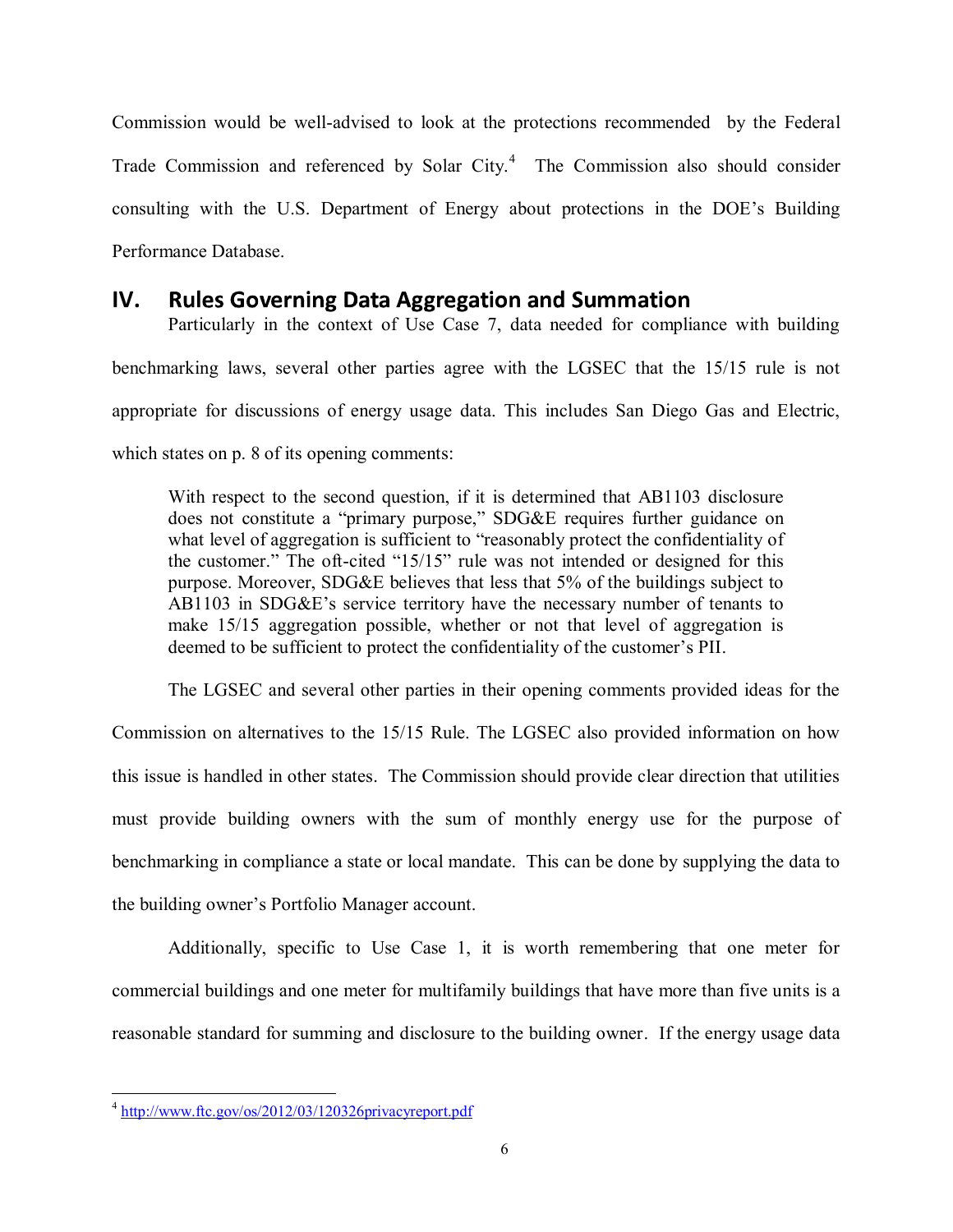Commission would be well-advised to look at the protections recommended by the Federal Trade Commission and referenced by Solar City.[4] The Commission also should consider consulting with the U.S. Department of Energy about protections in the DOE's Building Performance Database.

## IV. Rules Governing Data Aggregation and Summation

Particularly in the context of Use Case 7, data needed for compliance with building benchmarking laws, several other parties agree with the LGSEC that the 15/15 rule is not appropriate for discussions of energy usage data. This includes San Diego Gas and Electric, which states on p. 8 of its opening comments:

> With respect to the second question, if it is determined that AB1103 disclosure does not constitute a "primary purpose," SDG&E requires further guidance on what level of aggregation is sufficient to "reasonably protect the confidentiality of the customer." The oft-cited "15/15" rule was not intended or designed for this purpose. Moreover, SDG&E believes that less that 5% of the buildings subject to AB1103 in SDG&E's service territory have the necessary number of tenants to make 15/15 aggregation possible, whether or not that level of aggregation is deemed to be sufficient to protect the confidentiality of the customer's PII.

The LGSEC and several other parties in their opening comments provided ideas for the Commission on alternatives to the 15/15 Rule. The LGSEC also provided information on how this issue is handled in other states. The Commission should provide clear direction that utilities must provide building owners with the sum of monthly energy use for the purpose of benchmarking in compliance a state or local mandate. This can be done by supplying the data to the building owner's Portfolio Manager account.

Additionally, specific to Use Case 1, it is worth remembering that one meter for commercial buildings and one meter for multifamily buildings that have more than five units is a reasonable standard for summing and disclosure to the building owner. If the energy usage data

---

[4] http://www.ftc.gov/os/2012/03/120326privacyreport.pdf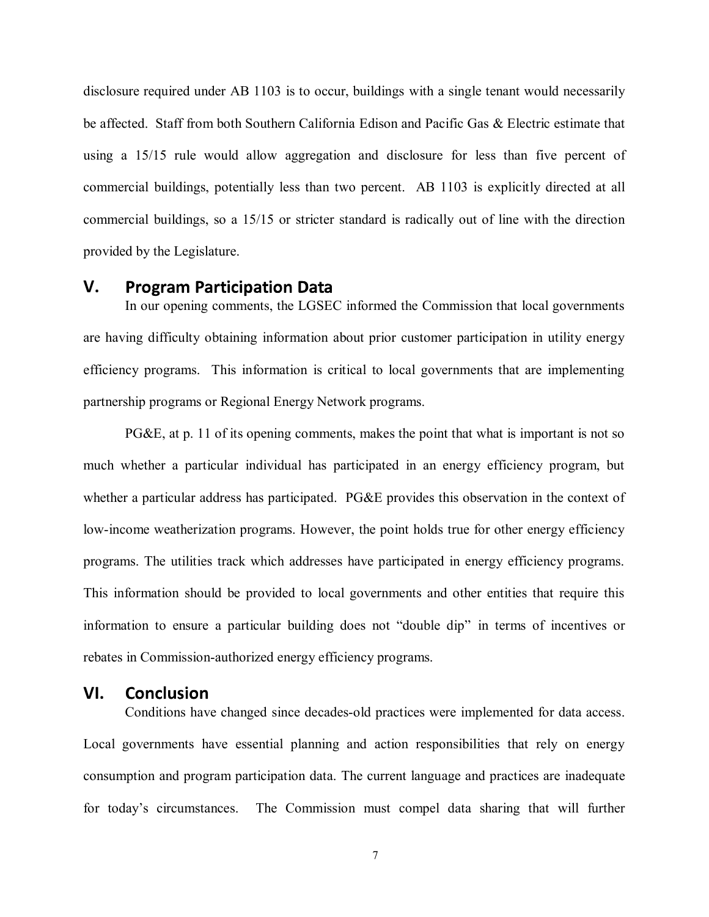disclosure required under AB 1103 is to occur, buildings with a single tenant would necessarily be affected. Staff from both Southern California Edison and Pacific Gas & Electric estimate that using a 15/15 rule would allow aggregation and disclosure for less than five percent of commercial buildings, potentially less than two percent. AB 1103 is explicitly directed at all commercial buildings, so a 15/15 or stricter standard is radically out of line with the direction provided by the Legislature.

## V. Program Participation Data

In our opening comments, the LGSEC informed the Commission that local governments are having difficulty obtaining information about prior customer participation in utility energy efficiency programs. This information is critical to local governments that are implementing partnership programs or Regional Energy Network programs.

PG&E, at p. 11 of its opening comments, makes the point that what is important is not so much whether a particular individual has participated in an energy efficiency program, but whether a particular address has participated. PG&E provides this observation in the context of low-income weatherization programs. However, the point holds true for other energy efficiency programs. The utilities track which addresses have participated in energy efficiency programs. This information should be provided to local governments and other entities that require this information to ensure a particular building does not "double dip" in terms of incentives or rebates in Commission-authorized energy efficiency programs.

## VI. Conclusion

Conditions have changed since decades-old practices were implemented for data access. Local governments have essential planning and action responsibilities that rely on energy consumption and program participation data. The current language and practices are inadequate for today's circumstances. The Commission must compel data sharing that will further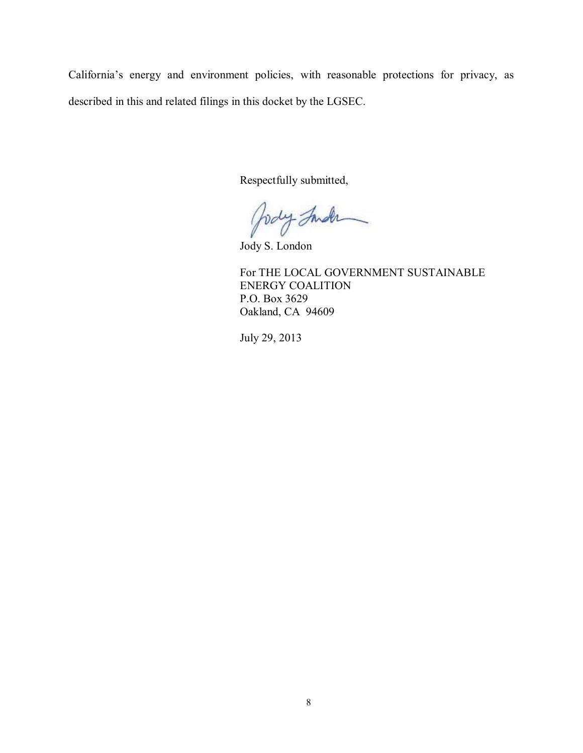California's energy and environment policies, with reasonable protections for privacy, as described in this and related filings in this docket by the LGSEC.

Respectfully submitted,

Jody S. London

For THE LOCAL GOVERNMENT SUSTAINABLE ENERGY COALITION
P.O. Box 3629
Oakland, CA 94609

July 29, 2013